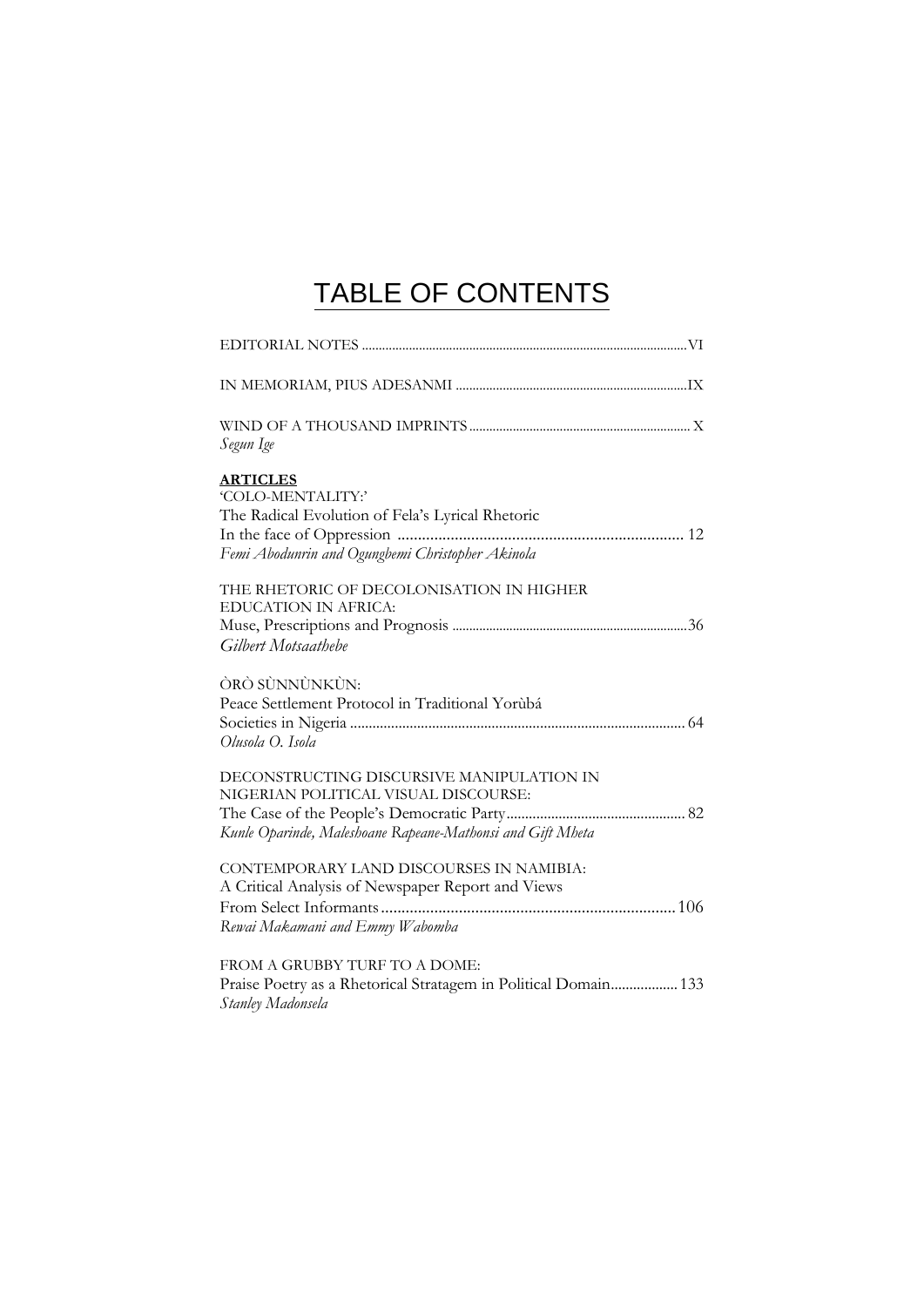# TABLE OF CONTENTS

EDITORIAL NOTES ........................................................................................ VI

IN MEMORIAM, PIUS ADESANMI ...................................................................... IX

WIND OF A THOUSAND IMPRINTS ..................................................................... X
*Segun Ige*

**ARTICLES**

'COLO-MENTALITY:'
The Radical Evolution of Fela's Lyrical Rhetoric
In the face of Oppression ...................................................................... 12
*Femi Abodunrin and Ogungbemi Christopher Akinola*

THE RHETORIC OF DECOLONISATION IN HIGHER
EDUCATION IN AFRICA:
Muse, Prescriptions and Prognosis .......................................................... 36
*Gilbert Motsaathebe*

ÒRÒ SÙNNÙNKÙN:
Peace Settlement Protocol in Traditional Yorùbá
Societies in Nigeria .............................................................................. 64
*Olusola O. Isola*

DECONSTRUCTING DISCURSIVE MANIPULATION IN
NIGERIAN POLITICAL VISUAL DISCOURSE:
The Case of the People's Democratic Party ................................................ 82
*Kunle Oparinde, Maleshoane Rapeane-Mathonsi and Gift Mheta*

CONTEMPORARY LAND DISCOURSES IN NAMIBIA:
A Critical Analysis of Newspaper Report and Views
From Select Informants ....................................................................... 106
*Rewai Makamani and Emmy Wabomba*

FROM A GRUBBY TURF TO A DOME:
Praise Poetry as a Rhetorical Stratagem in Political Domain .................. 133
*Stanley Madonsela*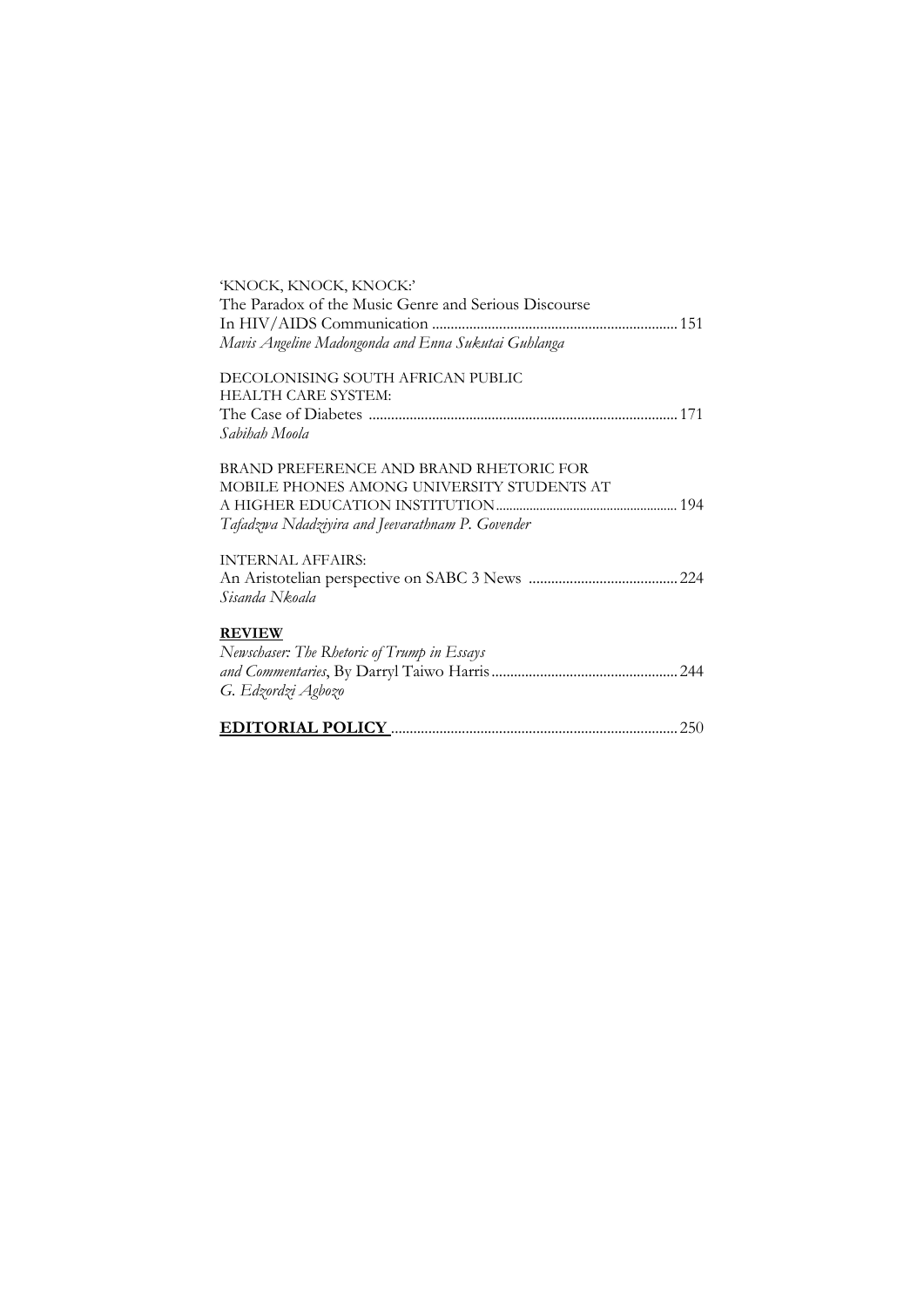'KNOCK, KNOCK, KNOCK:'
The Paradox of the Music Genre and Serious Discourse
In HIV/AIDS Communication ................................................................ 151
*Mavis Angeline Madongonda and Enna Sukutai Gudhlanga*

DECOLONISING SOUTH AFRICAN PUBLIC
HEALTH CARE SYSTEM:
The Case of Diabetes ................................................................................ 171
*Sabihah Moola*

BRAND PREFERENCE AND BRAND RHETORIC FOR
MOBILE PHONES AMONG UNIVERSITY STUDENTS AT
A HIGHER EDUCATION INSTITUTION ..................................................... 194
*Tafadzwa Ndadziyira and Jeevarathnam P. Govender*

INTERNAL AFFAIRS:
An Aristotelian perspective on SABC 3 News ....................................... 224
*Sisanda Nkoala*

**REVIEW**

*Newschaser: The Rhetoric of Trump in Essays and Commentaries*, By Darryl Taiwo Harris ................................................. 244
*G. Edzordzi Agbozo*

**EDITORIAL POLICY** ............................................................................ 250